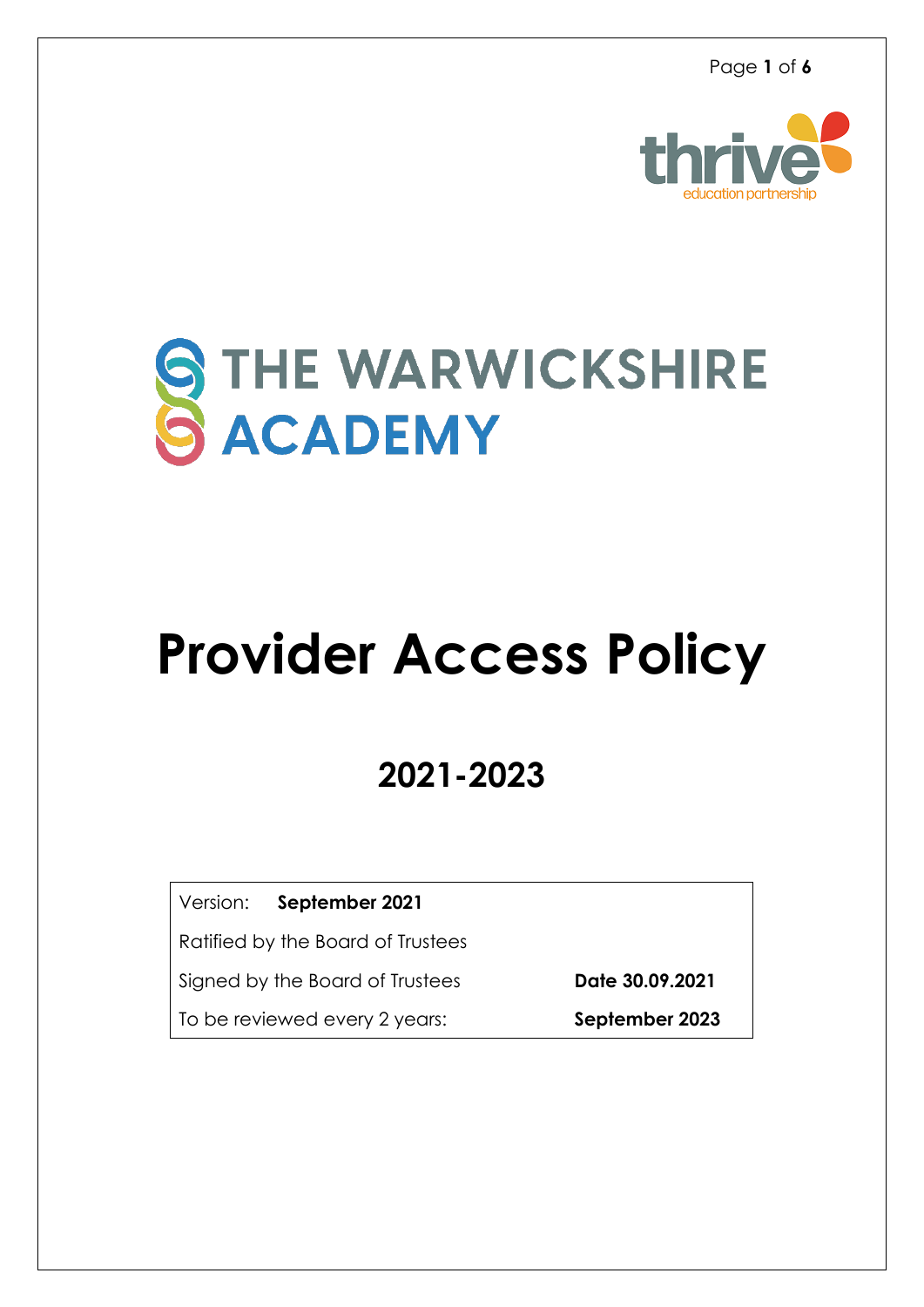thrive
education partnership

# THE WARWICKSHIRE ACADEMY

# Provider Access Policy

## 2021-2023

| Version: **September 2021** | |
|---|---|
| Ratified by the Board of Trustees | |
| Signed by the Board of Trustees | **Date 30.09.2021** |
| To be reviewed every 2 years: | **September 2023** |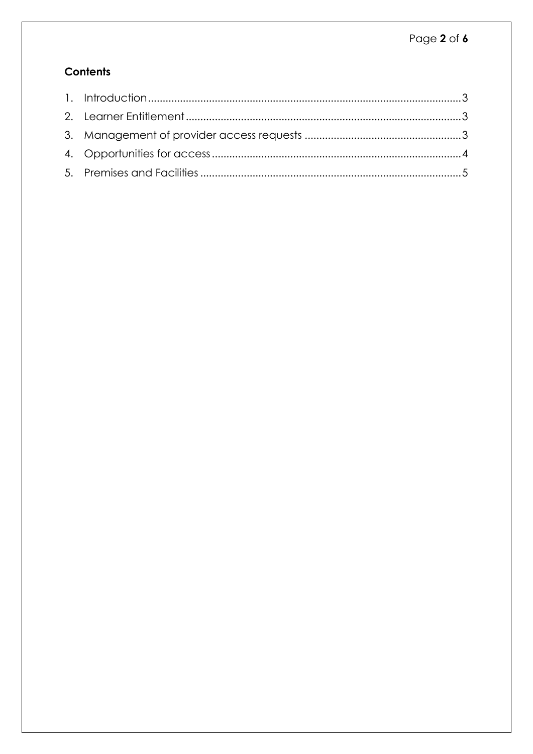## Contents

1. Introduction ... 3
2. Learner Entitlement ... 3
3. Management of provider access requests ... 3
4. Opportunities for access ... 4
5. Premises and Facilities ... 5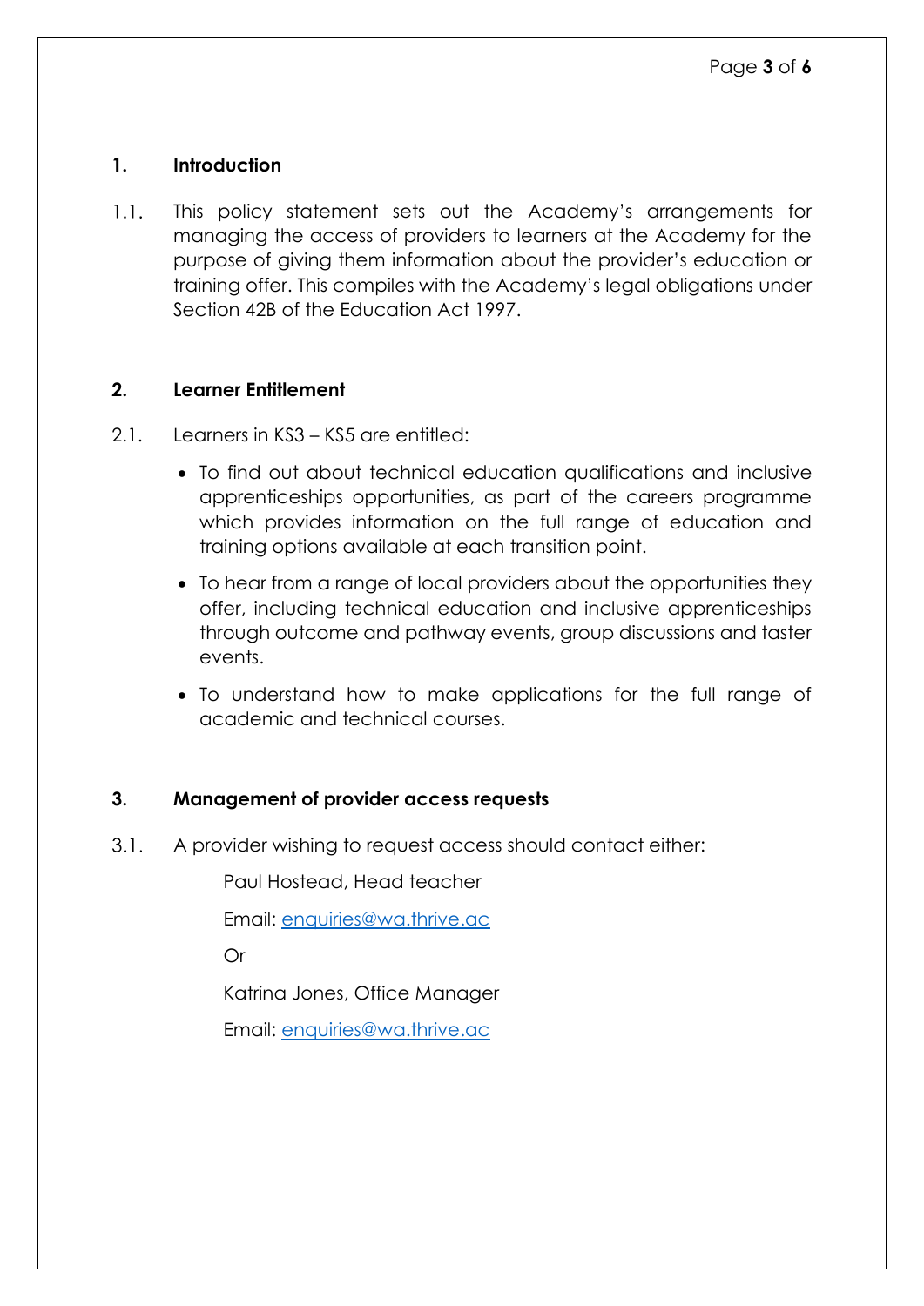## 1. Introduction

1.1. This policy statement sets out the Academy's arrangements for managing the access of providers to learners at the Academy for the purpose of giving them information about the provider's education or training offer. This compiles with the Academy's legal obligations under Section 42B of the Education Act 1997.

## 2. Learner Entitlement

2.1. Learners in KS3 – KS5 are entitled:

- To find out about technical education qualifications and inclusive apprenticeships opportunities, as part of the careers programme which provides information on the full range of education and training options available at each transition point.
- To hear from a range of local providers about the opportunities they offer, including technical education and inclusive apprenticeships through outcome and pathway events, group discussions and taster events.
- To understand how to make applications for the full range of academic and technical courses.

## 3. Management of provider access requests

3.1. A provider wishing to request access should contact either:

Paul Hostead, Head teacher

Email: enquiries@wa.thrive.ac

Or

Katrina Jones, Office Manager

Email: enquiries@wa.thrive.ac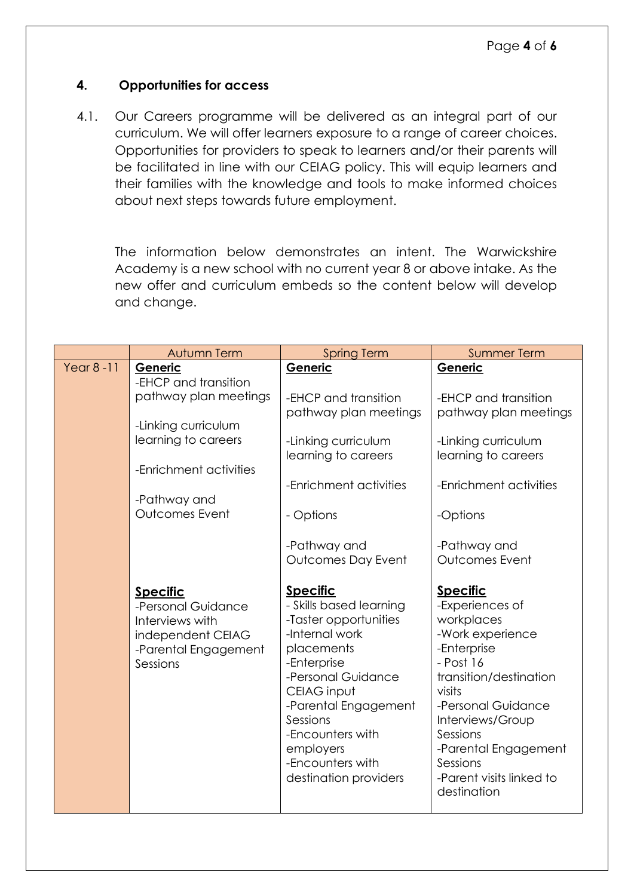## 4. Opportunities for access

4.1. Our Careers programme will be delivered as an integral part of our curriculum. We will offer learners exposure to a range of career choices. Opportunities for providers to speak to learners and/or their parents will be facilitated in line with our CEIAG policy. This will equip learners and their families with the knowledge and tools to make informed choices about next steps towards future employment.

The information below demonstrates an intent. The Warwickshire Academy is a new school with no current year 8 or above intake. As the new offer and curriculum embeds so the content below will develop and change.

| | Autumn Term | Spring Term | Summer Term |
|---|---|---|---|
| Year 8 -11 | **Generic**<br>-EHCP and transition pathway plan meetings<br><br>-Linking curriculum learning to careers<br><br>-Enrichment activities<br><br>-Pathway and Outcomes Event<br><br>**Specific**<br>-Personal Guidance Interviews with independent CEIAG<br>-Parental Engagement Sessions | **Generic**<br><br>-EHCP and transition pathway plan meetings<br><br>-Linking curriculum learning to careers<br><br>-Enrichment activities<br><br>- Options<br><br>-Pathway and Outcomes Day Event<br><br>**Specific**<br>- Skills based learning<br>-Taster opportunities<br>-Internal work placements<br>-Enterprise<br>-Personal Guidance CEIAG input<br>-Parental Engagement Sessions<br>-Encounters with employers<br>-Encounters with destination providers | **Generic**<br><br>-EHCP and transition pathway plan meetings<br><br>-Linking curriculum learning to careers<br><br>-Enrichment activities<br><br>-Options<br><br>-Pathway and Outcomes Event<br><br>**Specific**<br>-Experiences of workplaces<br>-Work experience<br>-Enterprise<br>- Post 16 transition/destination visits<br>-Personal Guidance Interviews/Group Sessions<br>-Parental Engagement Sessions<br>-Parent visits linked to destination |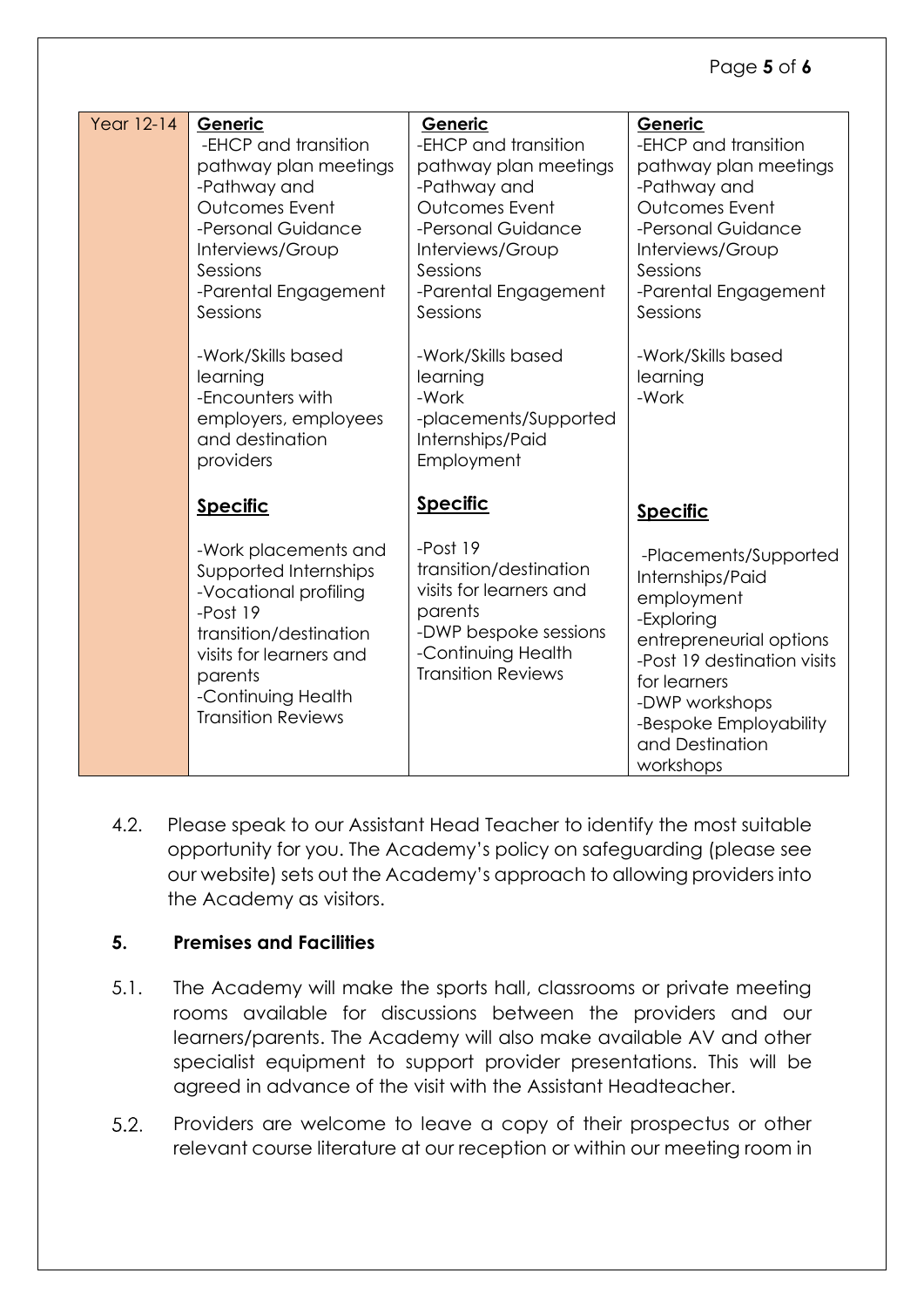| Year 12-14 | **Generic**<br>-EHCP and transition pathway plan meetings<br>-Pathway and Outcomes Event<br>-Personal Guidance Interviews/Group Sessions<br>-Parental Engagement Sessions<br><br>-Work/Skills based learning<br>-Encounters with employers, employees and destination providers<br><br>**Specific**<br><br>-Work placements and Supported Internships<br>-Vocational profiling<br>-Post 19 transition/destination visits for learners and parents<br>-Continuing Health Transition Reviews | **Generic**<br>-EHCP and transition pathway plan meetings<br>-Pathway and Outcomes Event<br>-Personal Guidance Interviews/Group Sessions<br>-Parental Engagement Sessions<br><br>-Work/Skills based learning<br>-Work -placements/Supported Internships/Paid Employment<br><br>**Specific**<br><br>-Post 19 transition/destination visits for learners and parents<br>-DWP bespoke sessions<br>-Continuing Health Transition Reviews | **Generic**<br>-EHCP and transition pathway plan meetings<br>-Pathway and Outcomes Event<br>-Personal Guidance Interviews/Group Sessions<br>-Parental Engagement Sessions<br><br>-Work/Skills based learning<br>-Work<br><br>**Specific**<br><br>-Placements/Supported Internships/Paid employment<br>-Exploring entrepreneurial options<br>-Post 19 destination visits for learners<br>-DWP workshops<br>-Bespoke Employability and Destination workshops |
|---|---|---|---|

4.2. Please speak to our Assistant Head Teacher to identify the most suitable opportunity for you. The Academy's policy on safeguarding (please see our website) sets out the Academy's approach to allowing providers into the Academy as visitors.

## 5. Premises and Facilities

5.1. The Academy will make the sports hall, classrooms or private meeting rooms available for discussions between the providers and our learners/parents. The Academy will also make available AV and other specialist equipment to support provider presentations. This will be agreed in advance of the visit with the Assistant Headteacher.

5.2. Providers are welcome to leave a copy of their prospectus or other relevant course literature at our reception or within our meeting room in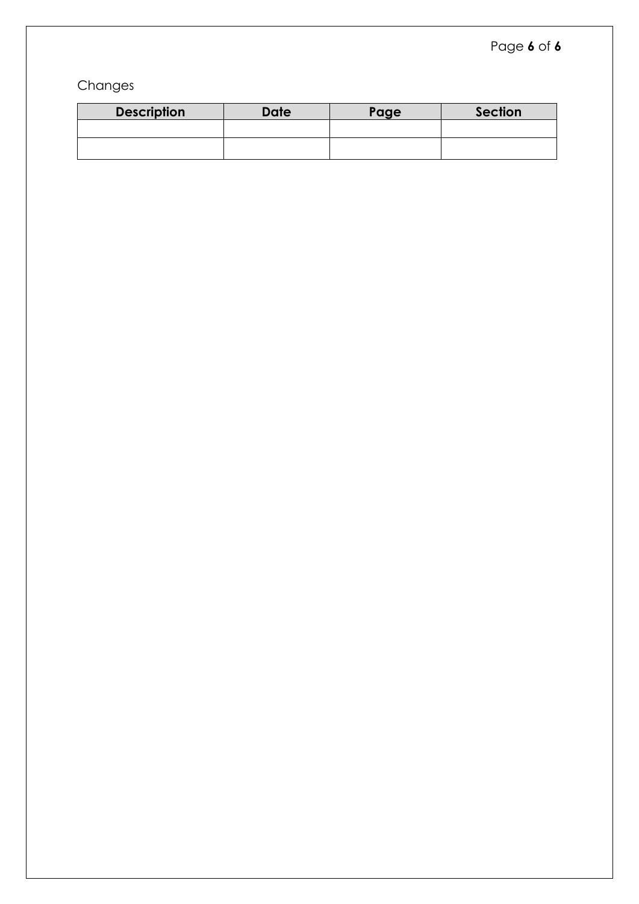Changes

| Description | Date | Page | Section |
| --- | --- | --- | --- |
| | | | |
| | | | |